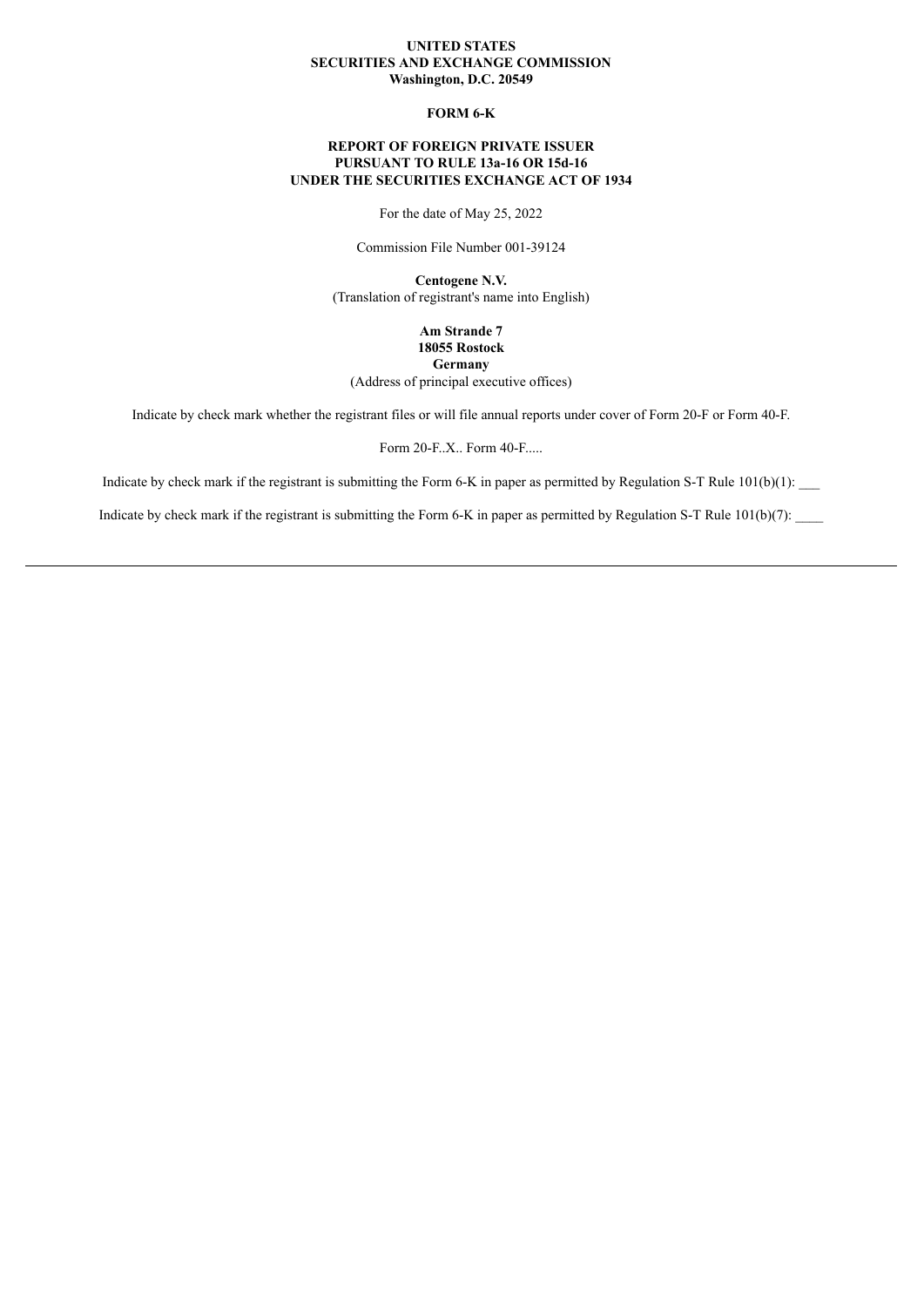**UNITED STATES**
**SECURITIES AND EXCHANGE COMMISSION**
**Washington, D.C. 20549**

**FORM 6-K**

**REPORT OF FOREIGN PRIVATE ISSUER**
**PURSUANT TO RULE 13a-16 OR 15d-16**
**UNDER THE SECURITIES EXCHANGE ACT OF 1934**

For the date of May 25, 2022

Commission File Number 001-39124

**Centogene N.V.**
(Translation of registrant's name into English)

**Am Strande 7**
**18055 Rostock**
**Germany**
(Address of principal executive offices)

Indicate by check mark whether the registrant files or will file annual reports under cover of Form 20-F or Form 40-F.

Form 20-F..X.. Form 40-F.....

Indicate by check mark if the registrant is submitting the Form 6-K in paper as permitted by Regulation S-T Rule 101(b)(1): ___

Indicate by check mark if the registrant is submitting the Form 6-K in paper as permitted by Regulation S-T Rule 101(b)(7): ____

---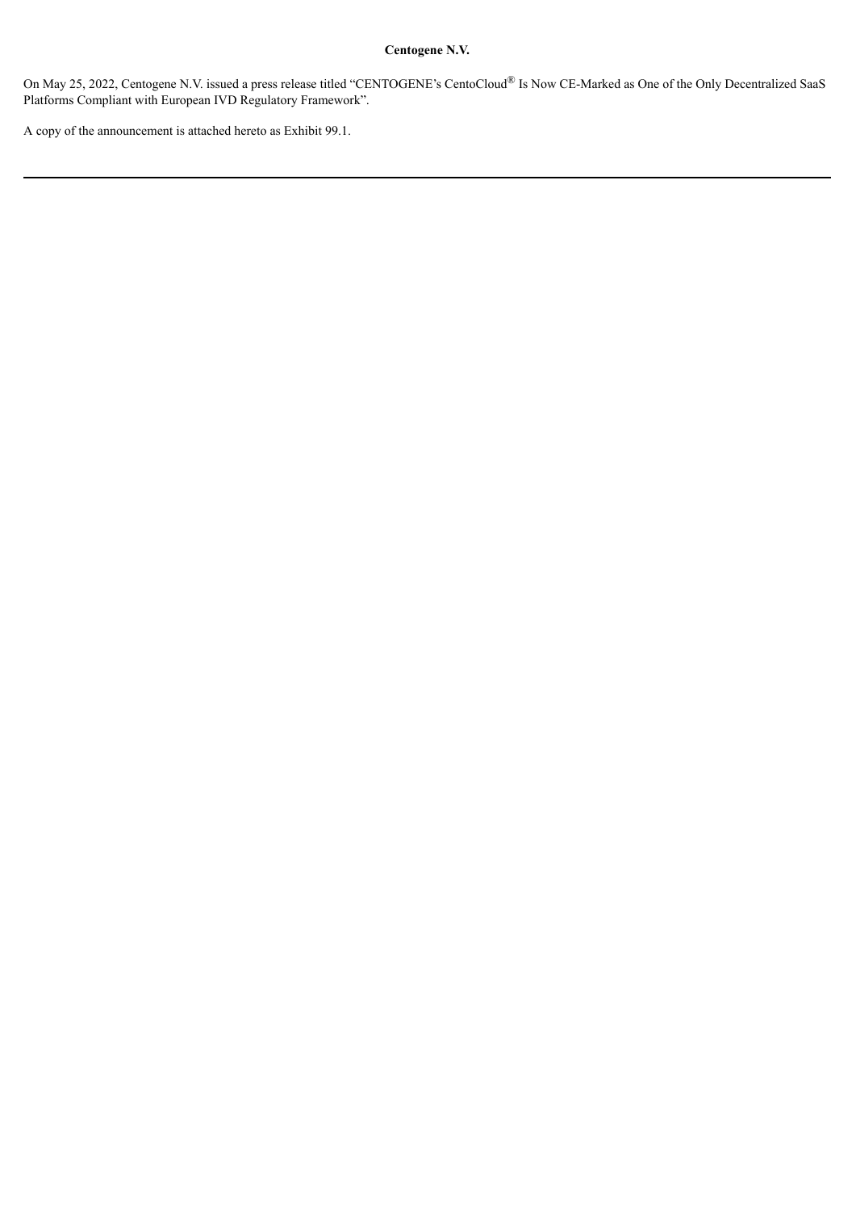**Centogene N.V.**

On May 25, 2022, Centogene N.V. issued a press release titled "CENTOGENE's CentoCloud® Is Now CE-Marked as One of the Only Decentralized SaaS Platforms Compliant with European IVD Regulatory Framework".

A copy of the announcement is attached hereto as Exhibit 99.1.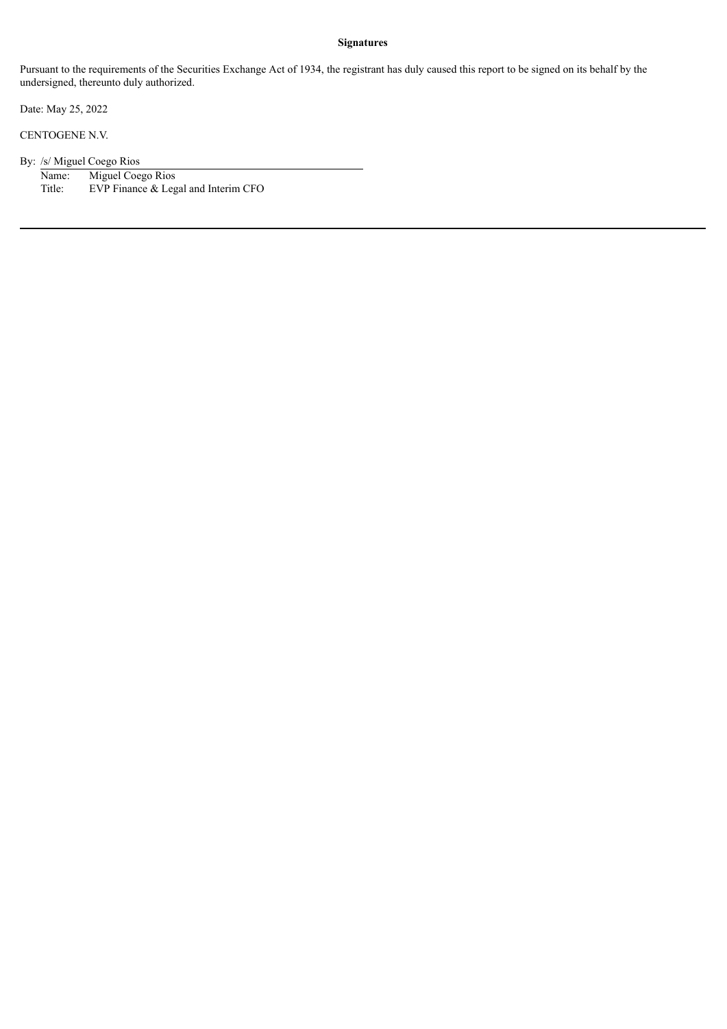**Signatures**

Pursuant to the requirements of the Securities Exchange Act of 1934, the registrant has duly caused this report to be signed on its behalf by the undersigned, thereunto duly authorized.

Date: May 25, 2022

CENTOGENE N.V.

By: /s/ Miguel Coego Rios

Name: Miguel Coego Rios

Title: EVP Finance & Legal and Interim CFO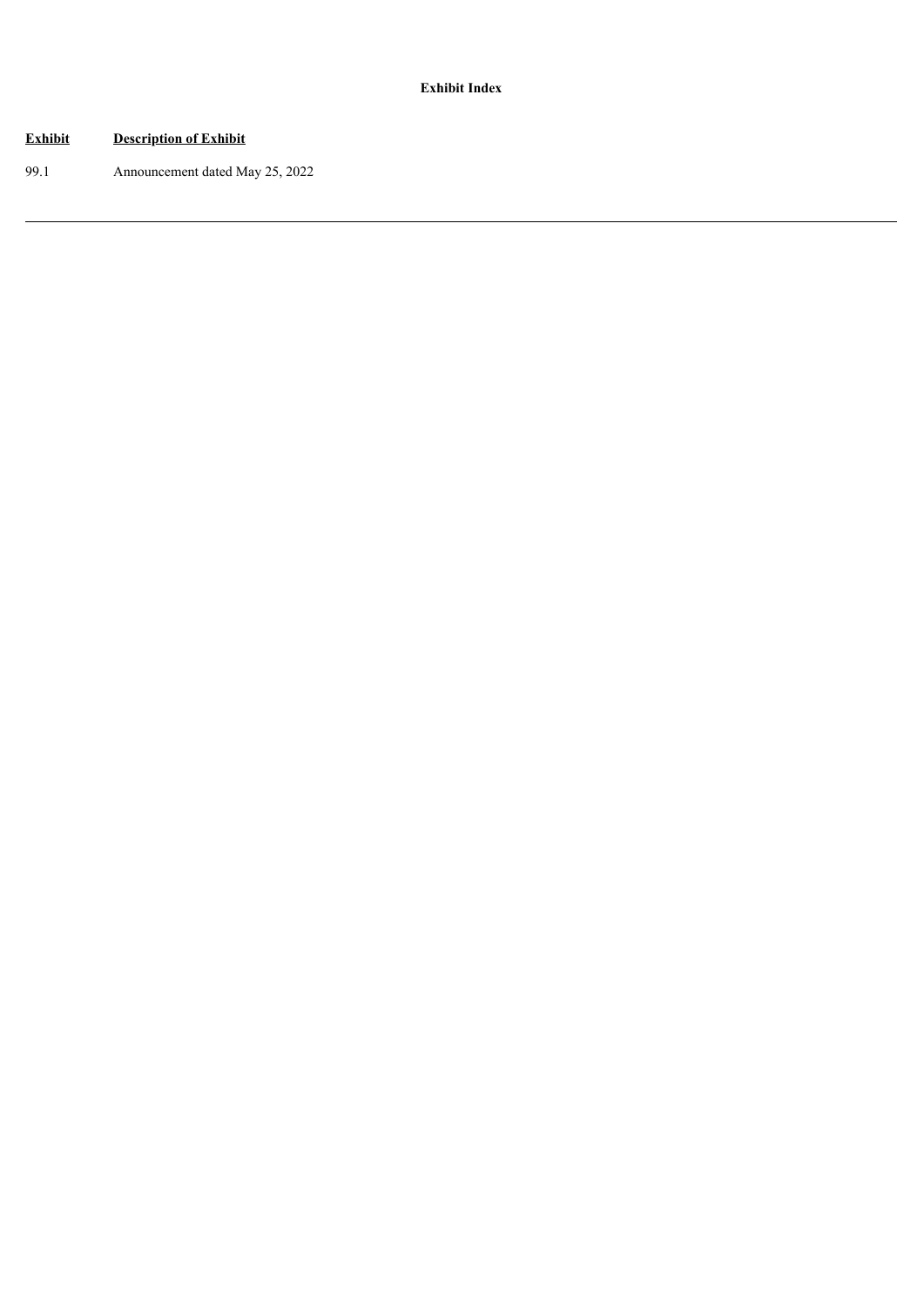**Exhibit Index**

| Exhibit | Description of Exhibit |
| --- | --- |
| 99.1 | Announcement dated May 25, 2022 |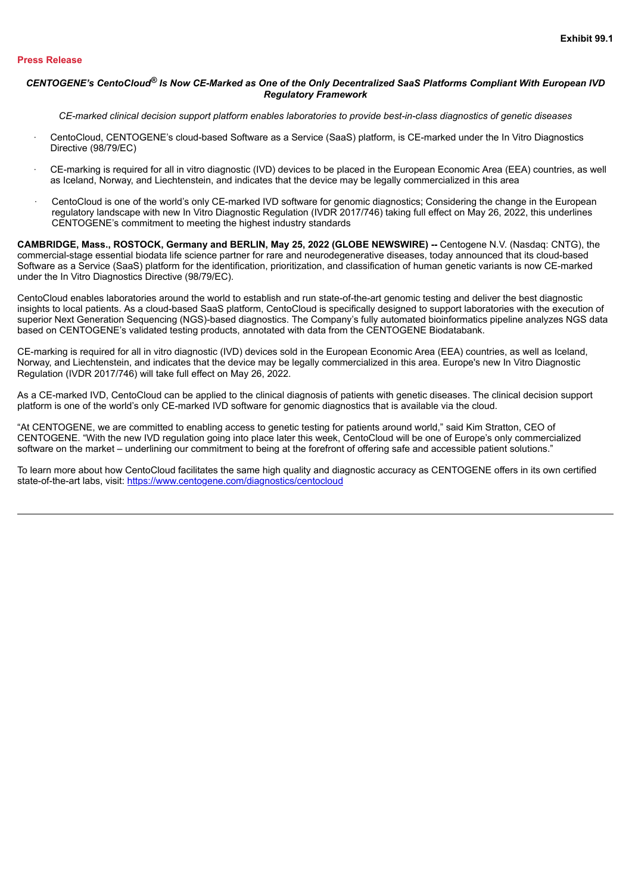Exhibit 99.1

**Press Release**

***CENTOGENE's CentoCloud® Is Now CE-Marked as One of the Only Decentralized SaaS Platforms Compliant With European IVD Regulatory Framework***

*CE-marked clinical decision support platform enables laboratories to provide best-in-class diagnostics of genetic diseases*

- CentoCloud, CENTOGENE's cloud-based Software as a Service (SaaS) platform, is CE-marked under the In Vitro Diagnostics Directive (98/79/EC)
- CE-marking is required for all in vitro diagnostic (IVD) devices to be placed in the European Economic Area (EEA) countries, as well as Iceland, Norway, and Liechtenstein, and indicates that the device may be legally commercialized in this area
- CentoCloud is one of the world's only CE-marked IVD software for genomic diagnostics; Considering the change in the European regulatory landscape with new In Vitro Diagnostic Regulation (IVDR 2017/746) taking full effect on May 26, 2022, this underlines CENTOGENE's commitment to meeting the highest industry standards

**CAMBRIDGE, Mass., ROSTOCK, Germany and BERLIN, May 25, 2022 (GLOBE NEWSWIRE) --** Centogene N.V. (Nasdaq: CNTG), the commercial-stage essential biodata life science partner for rare and neurodegenerative diseases, today announced that its cloud-based Software as a Service (SaaS) platform for the identification, prioritization, and classification of human genetic variants is now CE-marked under the In Vitro Diagnostics Directive (98/79/EC).

CentoCloud enables laboratories around the world to establish and run state-of-the-art genomic testing and deliver the best diagnostic insights to local patients. As a cloud-based SaaS platform, CentoCloud is specifically designed to support laboratories with the execution of superior Next Generation Sequencing (NGS)-based diagnostics. The Company's fully automated bioinformatics pipeline analyzes NGS data based on CENTOGENE's validated testing products, annotated with data from the CENTOGENE Biodatabank.

CE-marking is required for all in vitro diagnostic (IVD) devices sold in the European Economic Area (EEA) countries, as well as Iceland, Norway, and Liechtenstein, and indicates that the device may be legally commercialized in this area. Europe's new In Vitro Diagnostic Regulation (IVDR 2017/746) will take full effect on May 26, 2022.

As a CE-marked IVD, CentoCloud can be applied to the clinical diagnosis of patients with genetic diseases. The clinical decision support platform is one of the world's only CE-marked IVD software for genomic diagnostics that is available via the cloud.

"At CENTOGENE, we are committed to enabling access to genetic testing for patients around world," said Kim Stratton, CEO of CENTOGENE. "With the new IVD regulation going into place later this week, CentoCloud will be one of Europe's only commercialized software on the market – underlining our commitment to being at the forefront of offering safe and accessible patient solutions."

To learn more about how CentoCloud facilitates the same high quality and diagnostic accuracy as CENTOGENE offers in its own certified state-of-the-art labs, visit: https://www.centogene.com/diagnostics/centocloud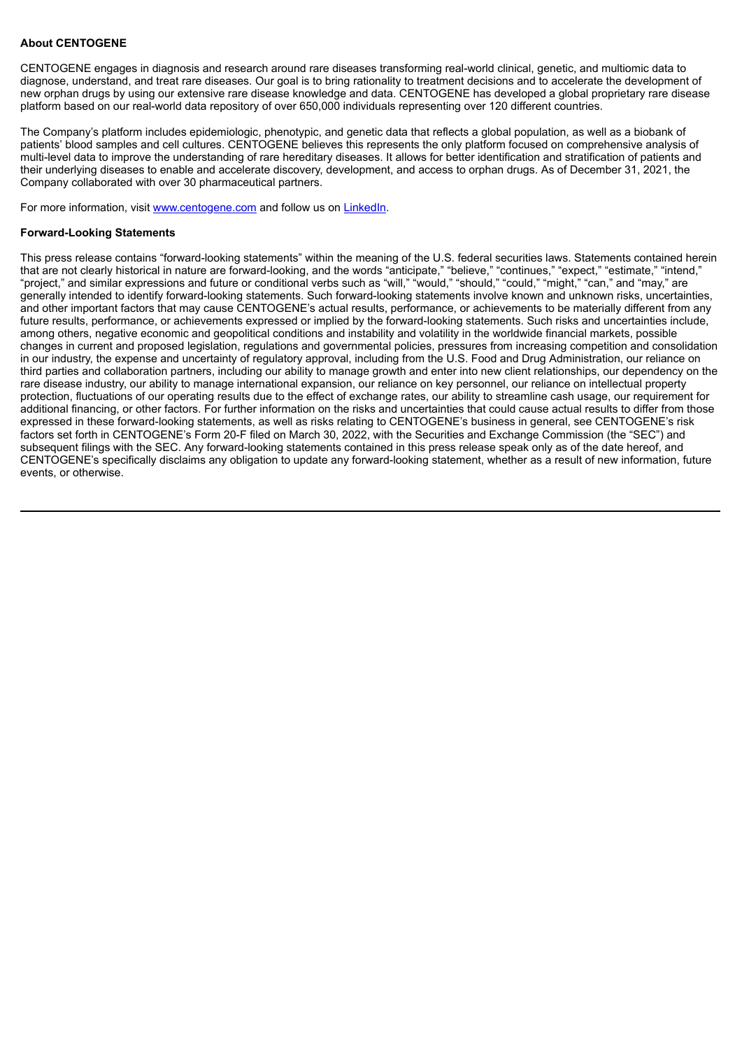**About CENTOGENE**

CENTOGENE engages in diagnosis and research around rare diseases transforming real-world clinical, genetic, and multiomic data to diagnose, understand, and treat rare diseases. Our goal is to bring rationality to treatment decisions and to accelerate the development of new orphan drugs by using our extensive rare disease knowledge and data. CENTOGENE has developed a global proprietary rare disease platform based on our real-world data repository of over 650,000 individuals representing over 120 different countries.

The Company's platform includes epidemiologic, phenotypic, and genetic data that reflects a global population, as well as a biobank of patients' blood samples and cell cultures. CENTOGENE believes this represents the only platform focused on comprehensive analysis of multi-level data to improve the understanding of rare hereditary diseases. It allows for better identification and stratification of patients and their underlying diseases to enable and accelerate discovery, development, and access to orphan drugs. As of December 31, 2021, the Company collaborated with over 30 pharmaceutical partners.

For more information, visit [www.centogene.com](www.centogene.com) and follow us on LinkedIn.

**Forward-Looking Statements**

This press release contains "forward-looking statements" within the meaning of the U.S. federal securities laws. Statements contained herein that are not clearly historical in nature are forward-looking, and the words "anticipate," "believe," "continues," "expect," "estimate," "intend," "project," and similar expressions and future or conditional verbs such as "will," "would," "should," "could," "might," "can," and "may," are generally intended to identify forward-looking statements. Such forward-looking statements involve known and unknown risks, uncertainties, and other important factors that may cause CENTOGENE's actual results, performance, or achievements to be materially different from any future results, performance, or achievements expressed or implied by the forward-looking statements. Such risks and uncertainties include, among others, negative economic and geopolitical conditions and instability and volatility in the worldwide financial markets, possible changes in current and proposed legislation, regulations and governmental policies, pressures from increasing competition and consolidation in our industry, the expense and uncertainty of regulatory approval, including from the U.S. Food and Drug Administration, our reliance on third parties and collaboration partners, including our ability to manage growth and enter into new client relationships, our dependency on the rare disease industry, our ability to manage international expansion, our reliance on key personnel, our reliance on intellectual property protection, fluctuations of our operating results due to the effect of exchange rates, our ability to streamline cash usage, our requirement for additional financing, or other factors. For further information on the risks and uncertainties that could cause actual results to differ from those expressed in these forward-looking statements, as well as risks relating to CENTOGENE's business in general, see CENTOGENE's risk factors set forth in CENTOGENE's Form 20-F filed on March 30, 2022, with the Securities and Exchange Commission (the "SEC") and subsequent filings with the SEC. Any forward-looking statements contained in this press release speak only as of the date hereof, and CENTOGENE's specifically disclaims any obligation to update any forward-looking statement, whether as a result of new information, future events, or otherwise.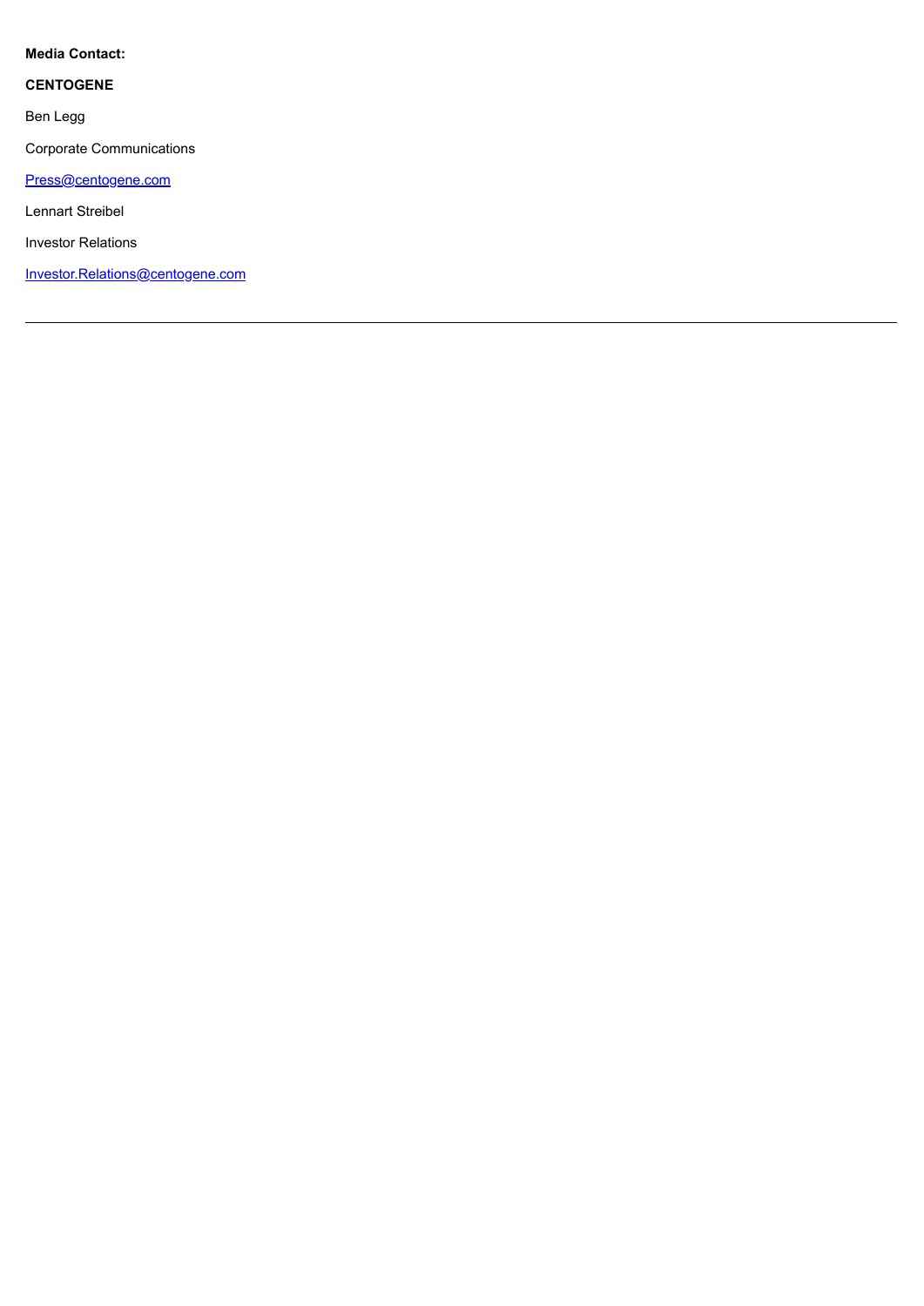**Media Contact:**

**CENTOGENE**

Ben Legg

Corporate Communications

Press@centogene.com

Lennart Streibel

Investor Relations

Investor.Relations@centogene.com

---